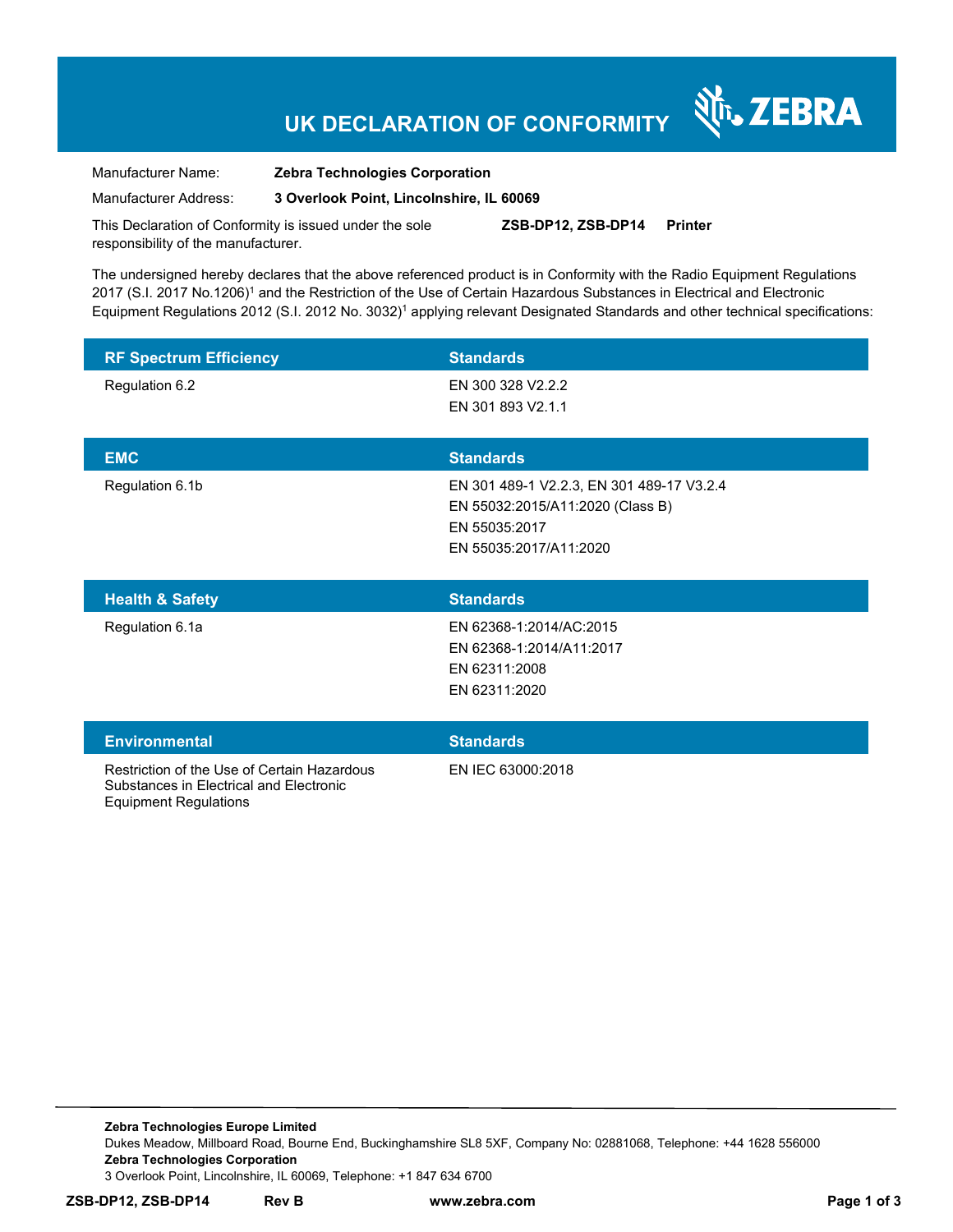# UK DECLARATION OF CONFORMITY

Manufacturer Name: **Zebra Technologies Corporation**

Manufacturer Address: **3 Overlook Point, Lincolnshire, IL 60069**

This Declaration of Conformity is issued under the sole responsibility of the manufacturer. **ZSB-DP12, ZSB-DP14 Printer**

The undersigned hereby declares that the above referenced product is in Conformity with the Radio Equipment Regulations 2017 (S.I. 2017 No.1206)[1] and the Restriction of the Use of Certain Hazardous Substances in Electrical and Electronic Equipment Regulations 2012 (S.I. 2012 No. 3032)[1] applying relevant Designated Standards and other technical specifications:

| RF Spectrum Efficiency | Standards |
|---|---|
| Regulation 6.2 | EN 300 328 V2.2.2<br>EN 301 893 V2.1.1 |

| EMC | Standards |
|---|---|
| Regulation 6.1b | EN 301 489-1 V2.2.3, EN 301 489-17 V3.2.4<br>EN 55032:2015/A11:2020 (Class B)<br>EN 55035:2017<br>EN 55035:2017/A11:2020 |

| Health & Safety | Standards |
|---|---|
| Regulation 6.1a | EN 62368-1:2014/AC:2015<br>EN 62368-1:2014/A11:2017<br>EN 62311:2008<br>EN 62311:2020 |

| Environmental | Standards |
|---|---|
| Restriction of the Use of Certain Hazardous Substances in Electrical and Electronic Equipment Regulations | EN IEC 63000:2018 |

**Zebra Technologies Europe Limited**
Dukes Meadow, Millboard Road, Bourne End, Buckinghamshire SL8 5XF, Company No: 02881068, Telephone: +44 1628 556000
**Zebra Technologies Corporation**
3 Overlook Point, Lincolnshire, IL 60069, Telephone: +1 847 634 6700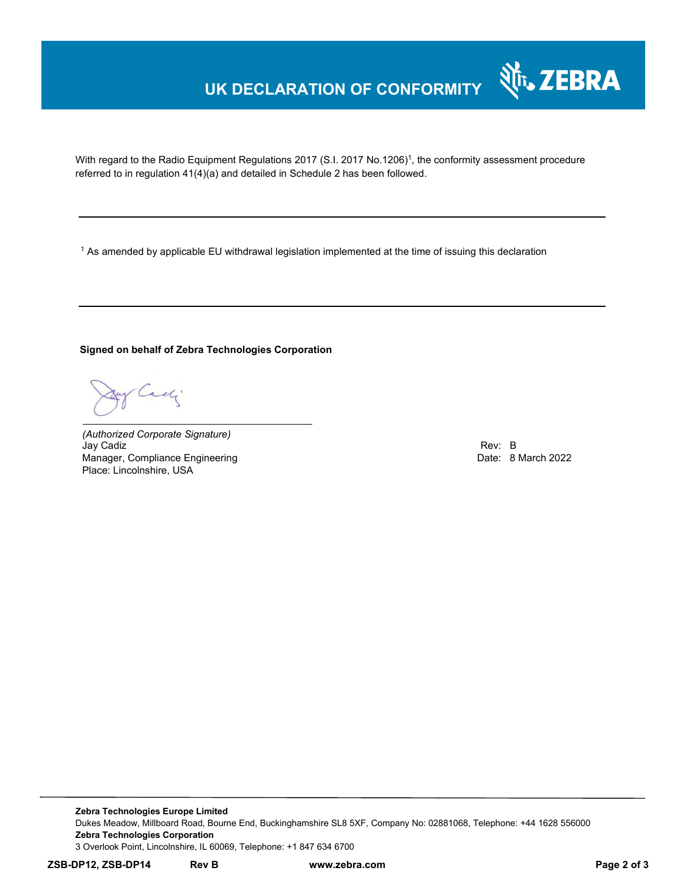# UK DECLARATION OF CONFORMITY

With regard to the Radio Equipment Regulations 2017 (S.I. 2017 No.1206)[1], the conformity assessment procedure referred to in regulation 41(4)(a) and detailed in Schedule 2 has been followed.

---

[1] As amended by applicable EU withdrawal legislation implemented at the time of issuing this declaration

---

**Signed on behalf of Zebra Technologies Corporation**

*(Authorized Corporate Signature)*
Jay Cadiz
Manager, Compliance Engineering
Place: Lincolnshire, USA

Rev: B
Date: 8 March 2022

**Zebra Technologies Europe Limited**
Dukes Meadow, Millboard Road, Bourne End, Buckinghamshire SL8 5XF, Company No: 02881068, Telephone: +44 1628 556000
**Zebra Technologies Corporation**
3 Overlook Point, Lincolnshire, IL 60069, Telephone: +1 847 634 6700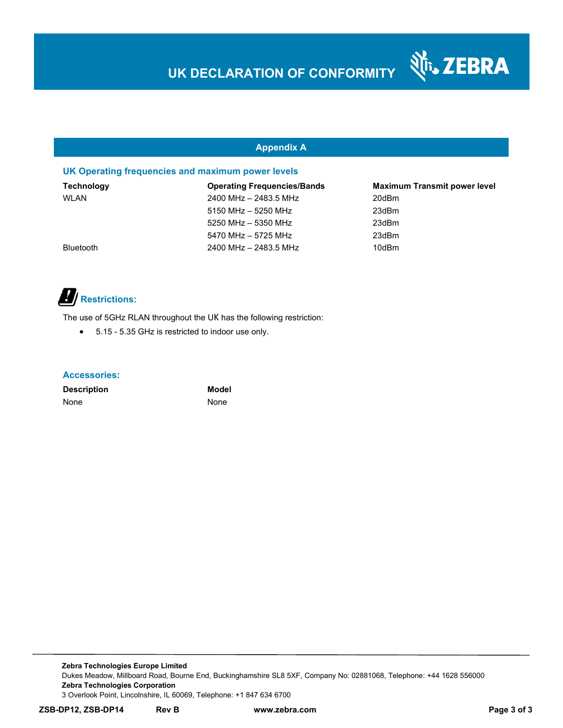# UK DECLARATION OF CONFORMITY

## Appendix A

### UK Operating frequencies and maximum power levels

| Technology | Operating Frequencies/Bands | Maximum Transmit power level |
|---|---|---|
| WLAN | 2400 MHz – 2483.5 MHz | 20dBm |
| | 5150 MHz – 5250 MHz | 23dBm |
| | 5250 MHz – 5350 MHz | 23dBm |
| | 5470 MHz – 5725 MHz | 23dBm |
| Bluetooth | 2400 MHz – 2483.5 MHz | 10dBm |

### Restrictions:

The use of 5GHz RLAN throughout the UK has the following restriction:

- 5.15 - 5.35 GHz is restricted to indoor use only.

### Accessories:

| Description | Model |
|---|---|
| None | None |

**Zebra Technologies Europe Limited**
Dukes Meadow, Millboard Road, Bourne End, Buckinghamshire SL8 5XF, Company No: 02881068, Telephone: +44 1628 556000
**Zebra Technologies Corporation**
3 Overlook Point, Lincolnshire, IL 60069, Telephone: +1 847 634 6700

**ZSB-DP12, ZSB-DP14** **Rev B** **www.zebra.com**